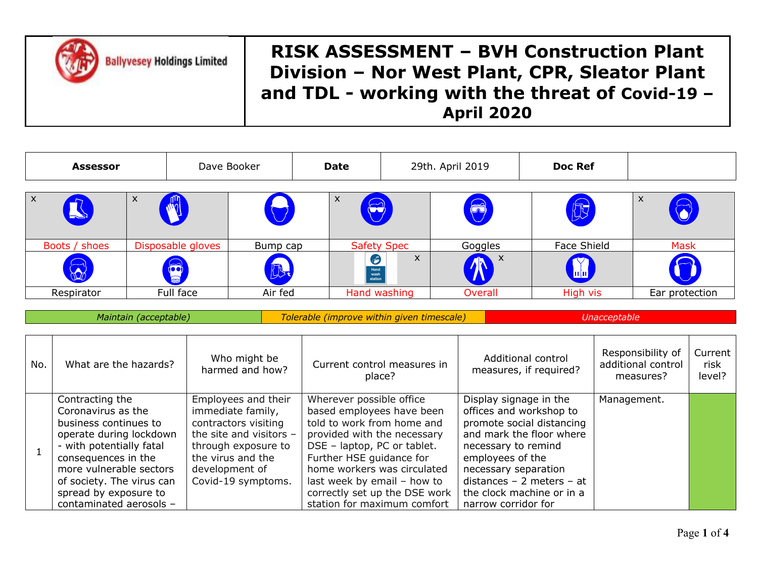Ballyvesey Holdings Limited

# RISK ASSESSMENT – BVH Construction Plant Division – Nor West Plant, CPR, Sleator Plant and TDL - working with the threat of Covid-19 – April 2020

| **Assessor** | Dave Booker | **Date** | 29th. April 2019 | **Doc Ref** | |
|---|---|---|---|---|---|

| x | x | | x | | | x |
|---|---|---|---|---|---|---|
| Boots / shoes | Disposable gloves | Bump cap | Safety Spec | Goggles | Face Shield | Mask |
| | | | x | x | | |
| Respirator | Full face | Air fed | Hand washing | Overall | High vis | Ear protection |

| *Maintain (acceptable)* | *Tolerable (improve within given timescale)* | *Unacceptable* |
|---|---|---|

| No. | What are the hazards? | Who might be harmed and how? | Current control measures in place? | Additional control measures, if required? | Responsibility of additional control measures? | Current risk level? |
|---|---|---|---|---|---|---|
| 1 | Contracting the Coronavirus as the business continues to operate during lockdown - with potentially fatal consequences in the more vulnerable sectors of society. The virus can spread by exposure to contaminated aerosols – | Employees and their immediate family, contractors visiting the site and visitors – through exposure to the virus and the development of Covid-19 symptoms. | Wherever possible office based employees have been told to work from home and provided with the necessary DSE – laptop, PC or tablet. Further HSE guidance for home workers was circulated last week by email – how to correctly set up the DSE work station for maximum comfort | Display signage in the offices and workshop to promote social distancing and mark the floor where necessary to remind employees of the necessary separation distances – 2 meters – at the clock machine or in a narrow corridor for | Management. | (Green) |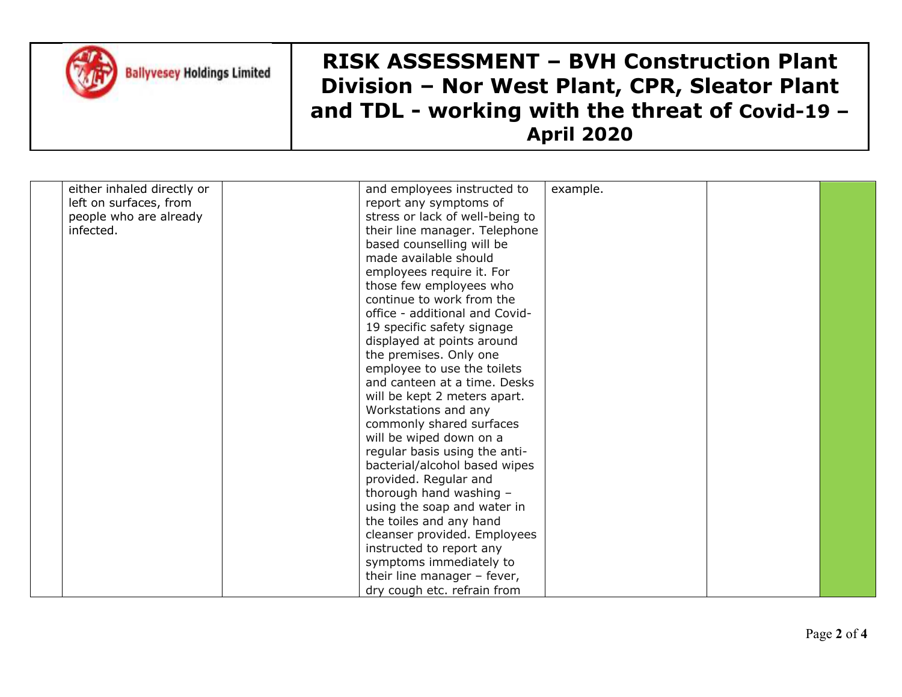# RISK ASSESSMENT – BVH Construction Plant Division – Nor West Plant, CPR, Sleator Plant and TDL - working with the threat of Covid-19 – April 2020

| | | | | | | |
|---|---|---|---|---|---|---|
| | either inhaled directly or left on surfaces, from people who are already infected. | | and employees instructed to report any symptoms of stress or lack of well-being to their line manager. Telephone based counselling will be made available should employees require it. For those few employees who continue to work from the office - additional and Covid-19 specific safety signage displayed at points around the premises. Only one employee to use the toilets and canteen at a time. Desks will be kept 2 meters apart. Workstations and any commonly shared surfaces will be wiped down on a regular basis using the anti-bacterial/alcohol based wipes provided. Regular and thorough hand washing – using the soap and water in the toiles and any hand cleanser provided. Employees instructed to report any symptoms immediately to their line manager – fever, dry cough etc. refrain from | example. | | |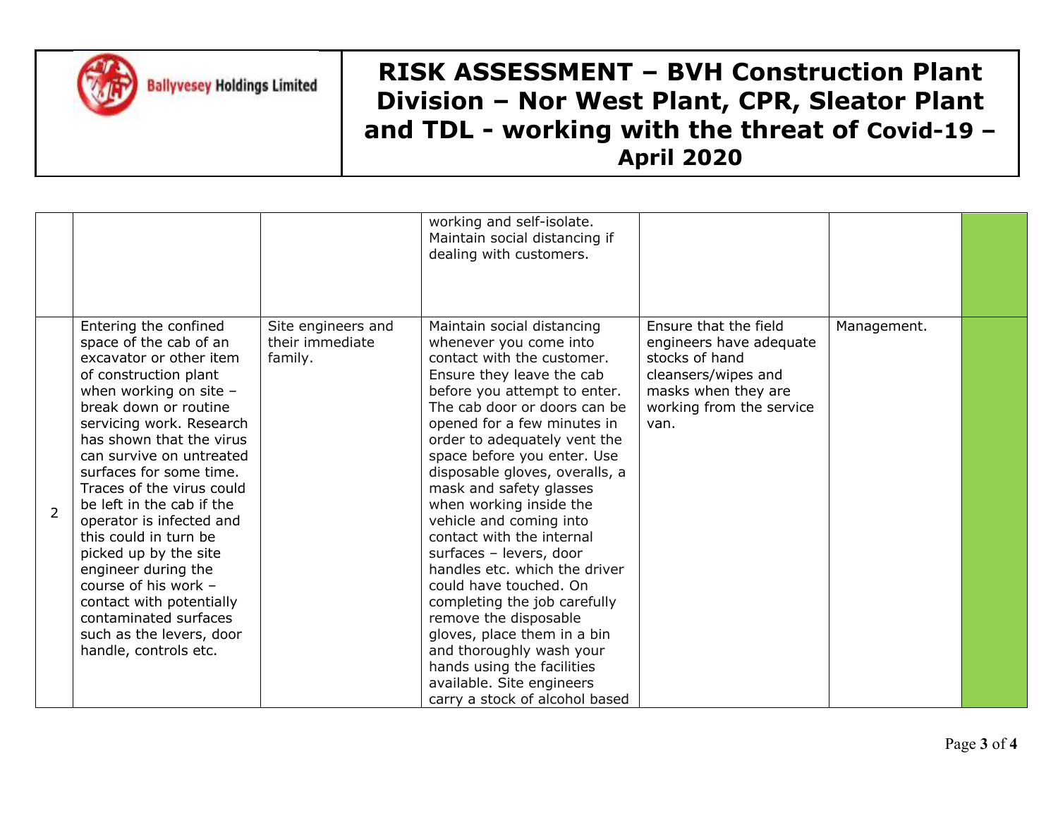| | | | | | | |
|---|---|---|---|---|---|---|
| | | | working and self-isolate. Maintain social distancing if dealing with customers. | | | |
| 2 | Entering the confined space of the cab of an excavator or other item of construction plant when working on site – break down or routine servicing work. Research has shown that the virus can survive on untreated surfaces for some time. Traces of the virus could be left in the cab if the operator is infected and this could in turn be picked up by the site engineer during the course of his work – contact with potentially contaminated surfaces such as the levers, door handle, controls etc. | Site engineers and their immediate family. | Maintain social distancing whenever you come into contact with the customer. Ensure they leave the cab before you attempt to enter. The cab door or doors can be opened for a few minutes in order to adequately vent the space before you enter. Use disposable gloves, overalls, a mask and safety glasses when working inside the vehicle and coming into contact with the internal surfaces – levers, door handles etc. which the driver could have touched. On completing the job carefully remove the disposable gloves, place them in a bin and thoroughly wash your hands using the facilities available. Site engineers carry a stock of alcohol based | Ensure that the field engineers have adequate stocks of hand cleansers/wipes and masks when they are working from the service van. | Management. | |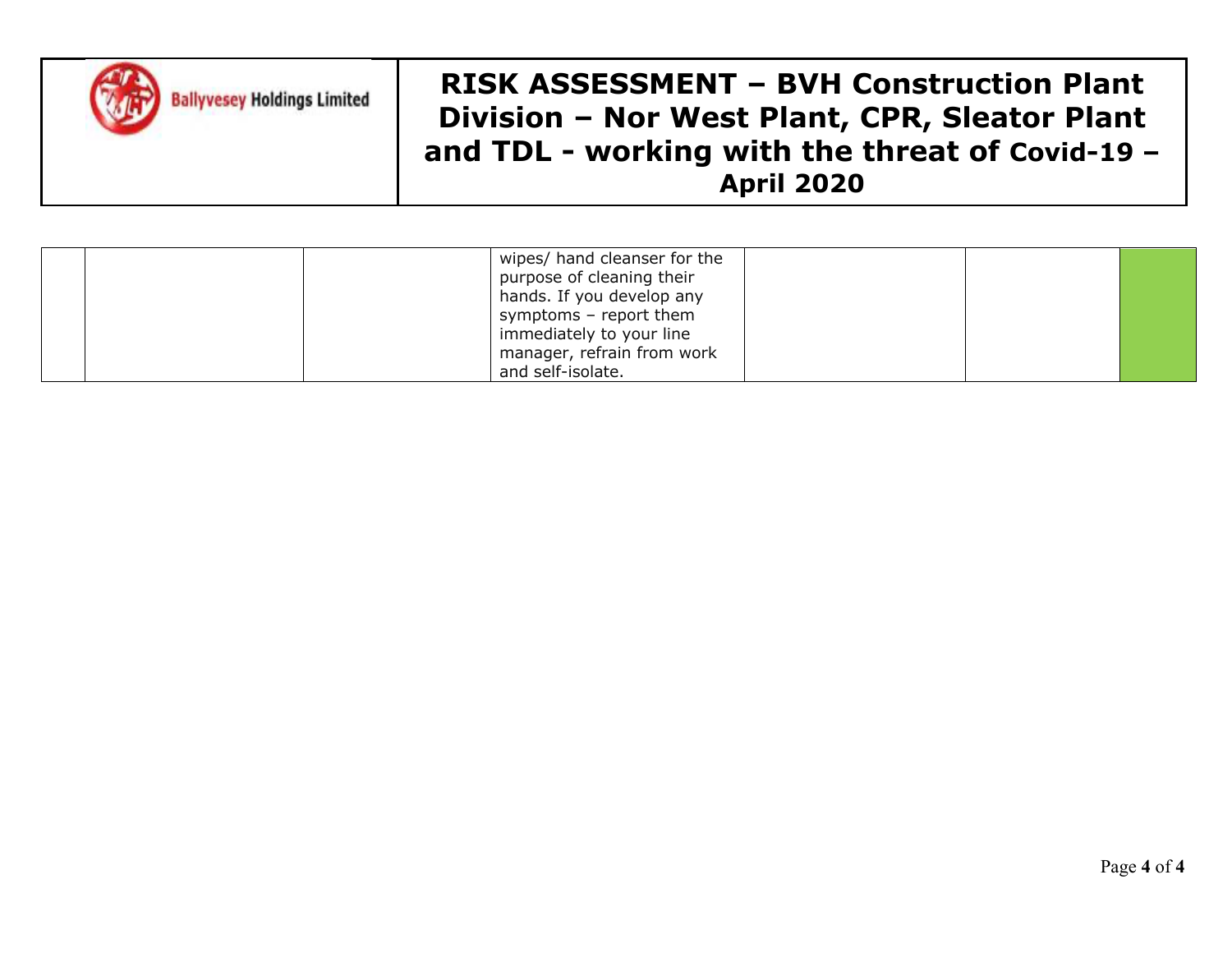| | | | | | | |
|---|---|---|---|---|---|---|
| | | | wipes/ hand cleanser for the purpose of cleaning their hands. If you develop any symptoms – report them immediately to your line manager, refrain from work and self-isolate. | | | |